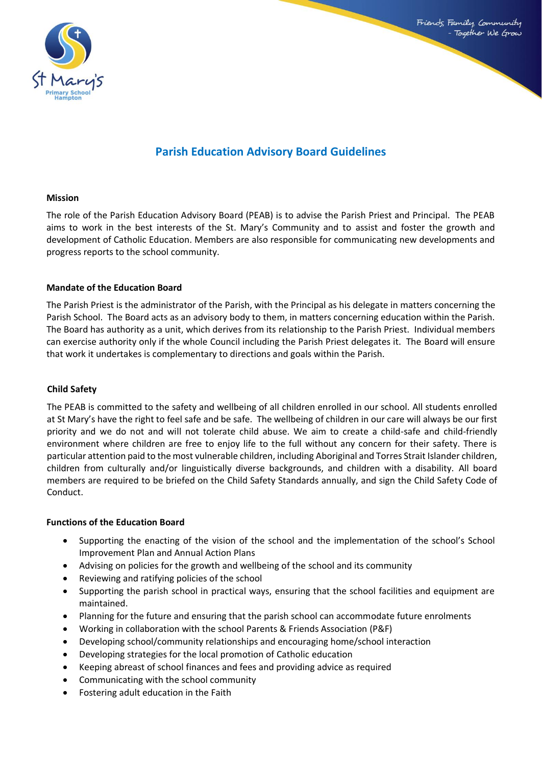# Parish Education Advisory Board Guidelines

## Mission

The role of the Parish Education Advisory Board (PEAB) is to advise the Parish Priest and Principal. The PEAB aims to work in the best interests of the St. Mary's Community and to assist and foster the growth and development of Catholic Education. Members are also responsible for communicating new developments and progress reports to the school community.

## Mandate of the Education Board

The Parish Priest is the administrator of the Parish, with the Principal as his delegate in matters concerning the Parish School. The Board acts as an advisory body to them, in matters concerning education within the Parish. The Board has authority as a unit, which derives from its relationship to the Parish Priest. Individual members can exercise authority only if the whole Council including the Parish Priest delegates it. The Board will ensure that work it undertakes is complementary to directions and goals within the Parish.

## Child Safety

The PEAB is committed to the safety and wellbeing of all children enrolled in our school. All students enrolled at St Mary's have the right to feel safe and be safe. The wellbeing of children in our care will always be our first priority and we do not and will not tolerate child abuse. We aim to create a child-safe and child-friendly environment where children are free to enjoy life to the full without any concern for their safety. There is particular attention paid to the most vulnerable children, including Aboriginal and Torres Strait Islander children, children from culturally and/or linguistically diverse backgrounds, and children with a disability. All board members are required to be briefed on the Child Safety Standards annually, and sign the Child Safety Code of Conduct.

## Functions of the Education Board

- Supporting the enacting of the vision of the school and the implementation of the school's School Improvement Plan and Annual Action Plans
- Advising on policies for the growth and wellbeing of the school and its community
- Reviewing and ratifying policies of the school
- Supporting the parish school in practical ways, ensuring that the school facilities and equipment are maintained.
- Planning for the future and ensuring that the parish school can accommodate future enrolments
- Working in collaboration with the school Parents & Friends Association (P&F)
- Developing school/community relationships and encouraging home/school interaction
- Developing strategies for the local promotion of Catholic education
- Keeping abreast of school finances and fees and providing advice as required
- Communicating with the school community
- Fostering adult education in the Faith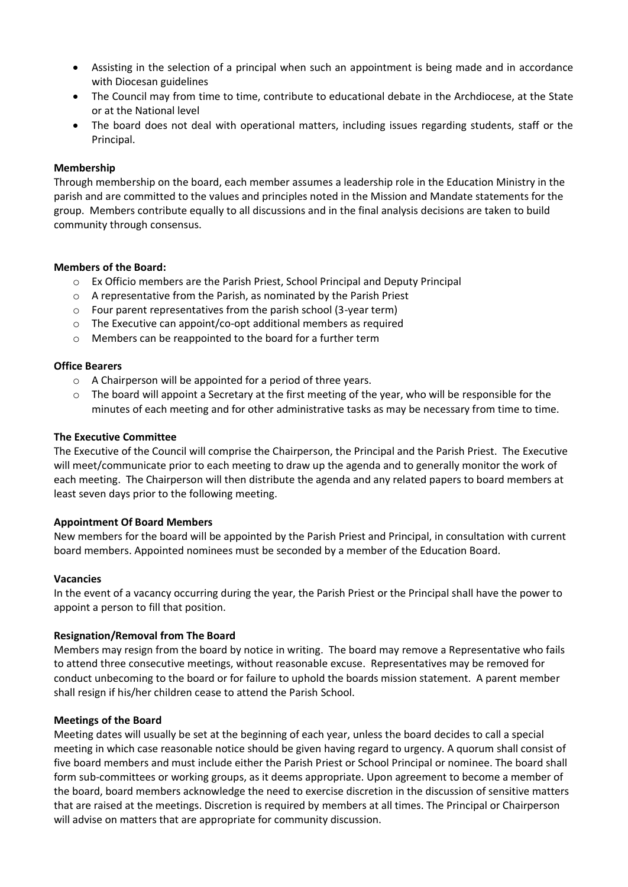- Assisting in the selection of a principal when such an appointment is being made and in accordance with Diocesan guidelines
- The Council may from time to time, contribute to educational debate in the Archdiocese, at the State or at the National level
- The board does not deal with operational matters, including issues regarding students, staff or the Principal.

**Membership**

Through membership on the board, each member assumes a leadership role in the Education Ministry in the parish and are committed to the values and principles noted in the Mission and Mandate statements for the group. Members contribute equally to all discussions and in the final analysis decisions are taken to build community through consensus.

**Members of the Board:**

- Ex Officio members are the Parish Priest, School Principal and Deputy Principal
- A representative from the Parish, as nominated by the Parish Priest
- Four parent representatives from the parish school (3-year term)
- The Executive can appoint/co-opt additional members as required
- Members can be reappointed to the board for a further term

**Office Bearers**

- A Chairperson will be appointed for a period of three years.
- The board will appoint a Secretary at the first meeting of the year, who will be responsible for the minutes of each meeting and for other administrative tasks as may be necessary from time to time.

**The Executive Committee**

The Executive of the Council will comprise the Chairperson, the Principal and the Parish Priest. The Executive will meet/communicate prior to each meeting to draw up the agenda and to generally monitor the work of each meeting. The Chairperson will then distribute the agenda and any related papers to board members at least seven days prior to the following meeting.

**Appointment Of Board Members**

New members for the board will be appointed by the Parish Priest and Principal, in consultation with current board members. Appointed nominees must be seconded by a member of the Education Board.

**Vacancies**

In the event of a vacancy occurring during the year, the Parish Priest or the Principal shall have the power to appoint a person to fill that position.

**Resignation/Removal from The Board**

Members may resign from the board by notice in writing. The board may remove a Representative who fails to attend three consecutive meetings, without reasonable excuse. Representatives may be removed for conduct unbecoming to the board or for failure to uphold the boards mission statement. A parent member shall resign if his/her children cease to attend the Parish School.

**Meetings of the Board**

Meeting dates will usually be set at the beginning of each year, unless the board decides to call a special meeting in which case reasonable notice should be given having regard to urgency. A quorum shall consist of five board members and must include either the Parish Priest or School Principal or nominee. The board shall form sub-committees or working groups, as it deems appropriate. Upon agreement to become a member of the board, board members acknowledge the need to exercise discretion in the discussion of sensitive matters that are raised at the meetings. Discretion is required by members at all times. The Principal or Chairperson will advise on matters that are appropriate for community discussion.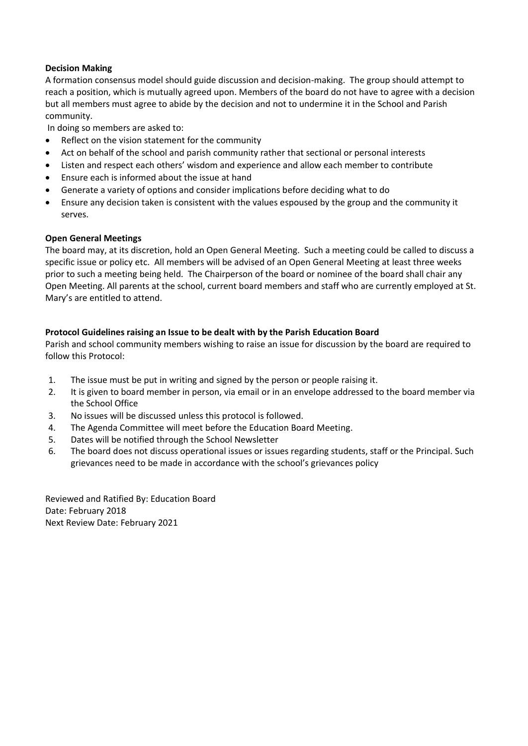**Decision Making**

A formation consensus model should guide discussion and decision-making. The group should attempt to reach a position, which is mutually agreed upon. Members of the board do not have to agree with a decision but all members must agree to abide by the decision and not to undermine it in the School and Parish community.

In doing so members are asked to:

- Reflect on the vision statement for the community
- Act on behalf of the school and parish community rather that sectional or personal interests
- Listen and respect each others' wisdom and experience and allow each member to contribute
- Ensure each is informed about the issue at hand
- Generate a variety of options and consider implications before deciding what to do
- Ensure any decision taken is consistent with the values espoused by the group and the community it serves.

**Open General Meetings**

The board may, at its discretion, hold an Open General Meeting. Such a meeting could be called to discuss a specific issue or policy etc. All members will be advised of an Open General Meeting at least three weeks prior to such a meeting being held. The Chairperson of the board or nominee of the board shall chair any Open Meeting. All parents at the school, current board members and staff who are currently employed at St. Mary's are entitled to attend.

**Protocol Guidelines raising an Issue to be dealt with by the Parish Education Board**

Parish and school community members wishing to raise an issue for discussion by the board are required to follow this Protocol:

1. The issue must be put in writing and signed by the person or people raising it.
2. It is given to board member in person, via email or in an envelope addressed to the board member via the School Office
3. No issues will be discussed unless this protocol is followed.
4. The Agenda Committee will meet before the Education Board Meeting.
5. Dates will be notified through the School Newsletter
6. The board does not discuss operational issues or issues regarding students, staff or the Principal. Such grievances need to be made in accordance with the school's grievances policy

Reviewed and Ratified By: Education Board
Date: February 2018
Next Review Date: February 2021